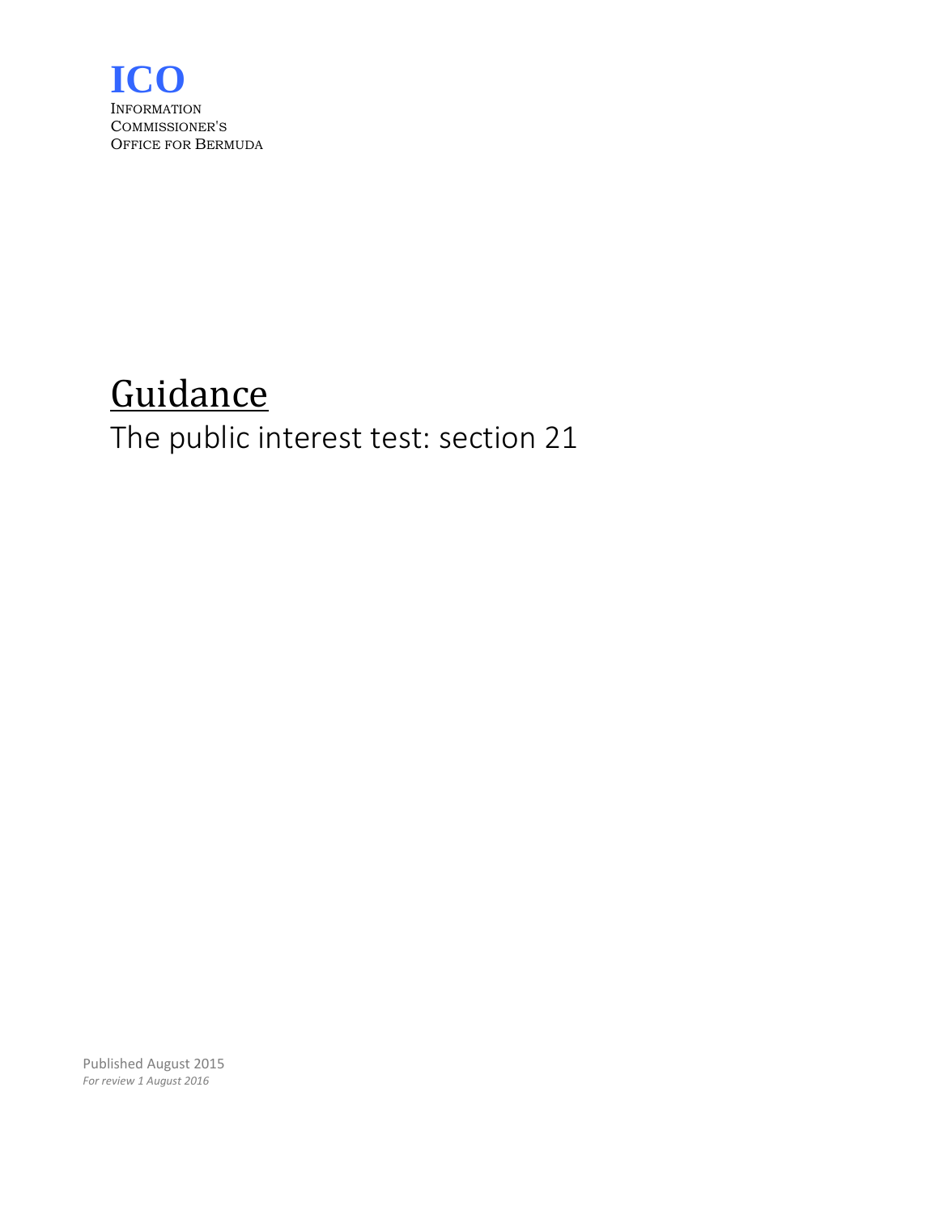**ICO**

INFORMATION
COMMISSIONER'S
OFFICE FOR BERMUDA

# Guidance

## The public interest test: section 21

Published August 2015

*For review 1 August 2016*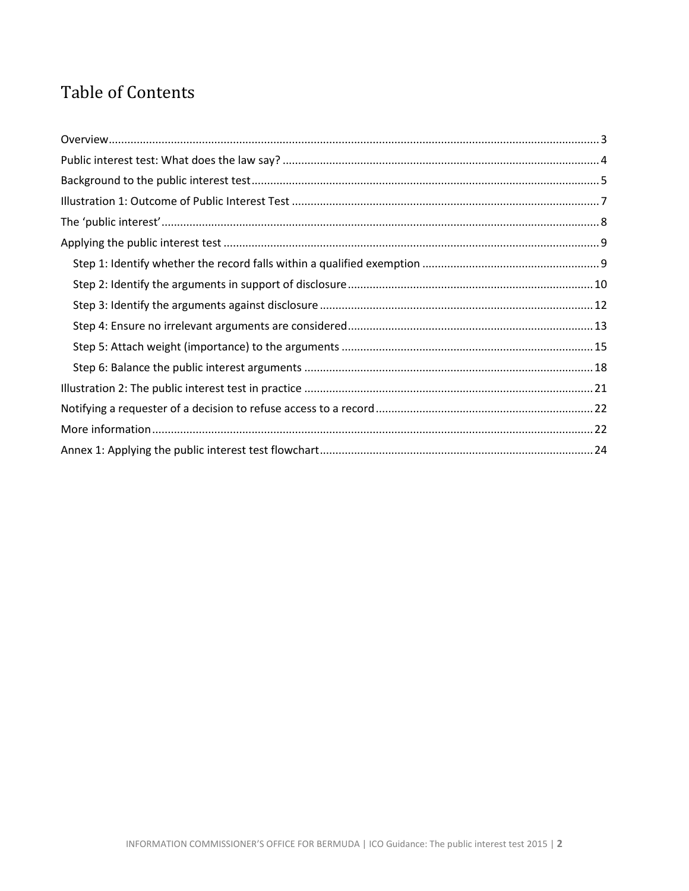# Table of Contents

- Overview ... 3
- Public interest test: What does the law say? ... 4
- Background to the public interest test ... 5
- Illustration 1: Outcome of Public Interest Test ... 7
- The 'public interest' ... 8
- Applying the public interest test ... 9
  - Step 1: Identify whether the record falls within a qualified exemption ... 9
  - Step 2: Identify the arguments in support of disclosure ... 10
  - Step 3: Identify the arguments against disclosure ... 12
  - Step 4: Ensure no irrelevant arguments are considered ... 13
  - Step 5: Attach weight (importance) to the arguments ... 15
  - Step 6: Balance the public interest arguments ... 18
- Illustration 2: The public interest test in practice ... 21
- Notifying a requester of a decision to refuse access to a record ... 22
- More information ... 22
- Annex 1: Applying the public interest test flowchart ... 24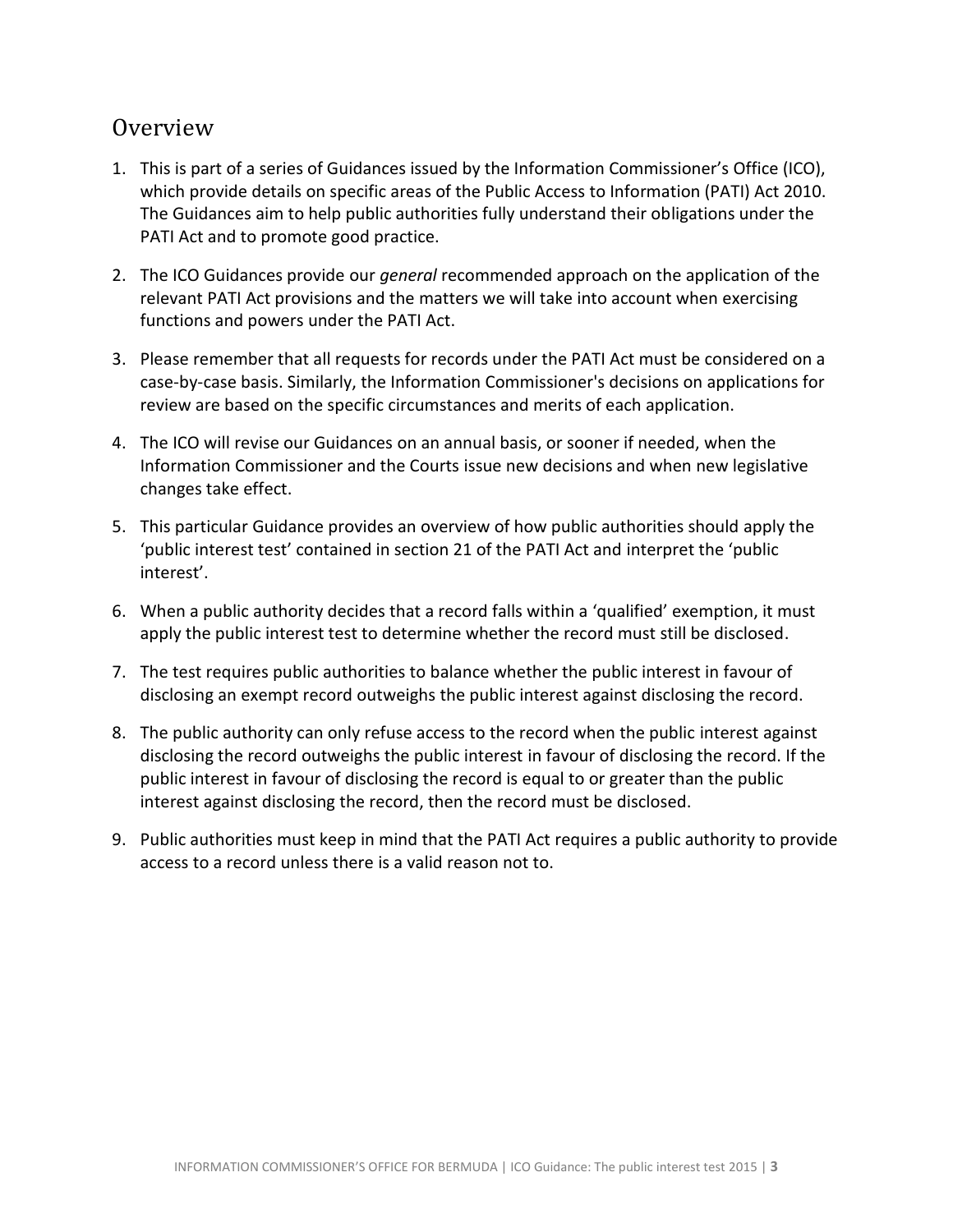## Overview

1. This is part of a series of Guidances issued by the Information Commissioner's Office (ICO), which provide details on specific areas of the Public Access to Information (PATI) Act 2010. The Guidances aim to help public authorities fully understand their obligations under the PATI Act and to promote good practice.
2. The ICO Guidances provide our *general* recommended approach on the application of the relevant PATI Act provisions and the matters we will take into account when exercising functions and powers under the PATI Act.
3. Please remember that all requests for records under the PATI Act must be considered on a case-by-case basis. Similarly, the Information Commissioner's decisions on applications for review are based on the specific circumstances and merits of each application.
4. The ICO will revise our Guidances on an annual basis, or sooner if needed, when the Information Commissioner and the Courts issue new decisions and when new legislative changes take effect.
5. This particular Guidance provides an overview of how public authorities should apply the 'public interest test' contained in section 21 of the PATI Act and interpret the 'public interest'.
6. When a public authority decides that a record falls within a 'qualified' exemption, it must apply the public interest test to determine whether the record must still be disclosed.
7. The test requires public authorities to balance whether the public interest in favour of disclosing an exempt record outweighs the public interest against disclosing the record.
8. The public authority can only refuse access to the record when the public interest against disclosing the record outweighs the public interest in favour of disclosing the record. If the public interest in favour of disclosing the record is equal to or greater than the public interest against disclosing the record, then the record must be disclosed.
9. Public authorities must keep in mind that the PATI Act requires a public authority to provide access to a record unless there is a valid reason not to.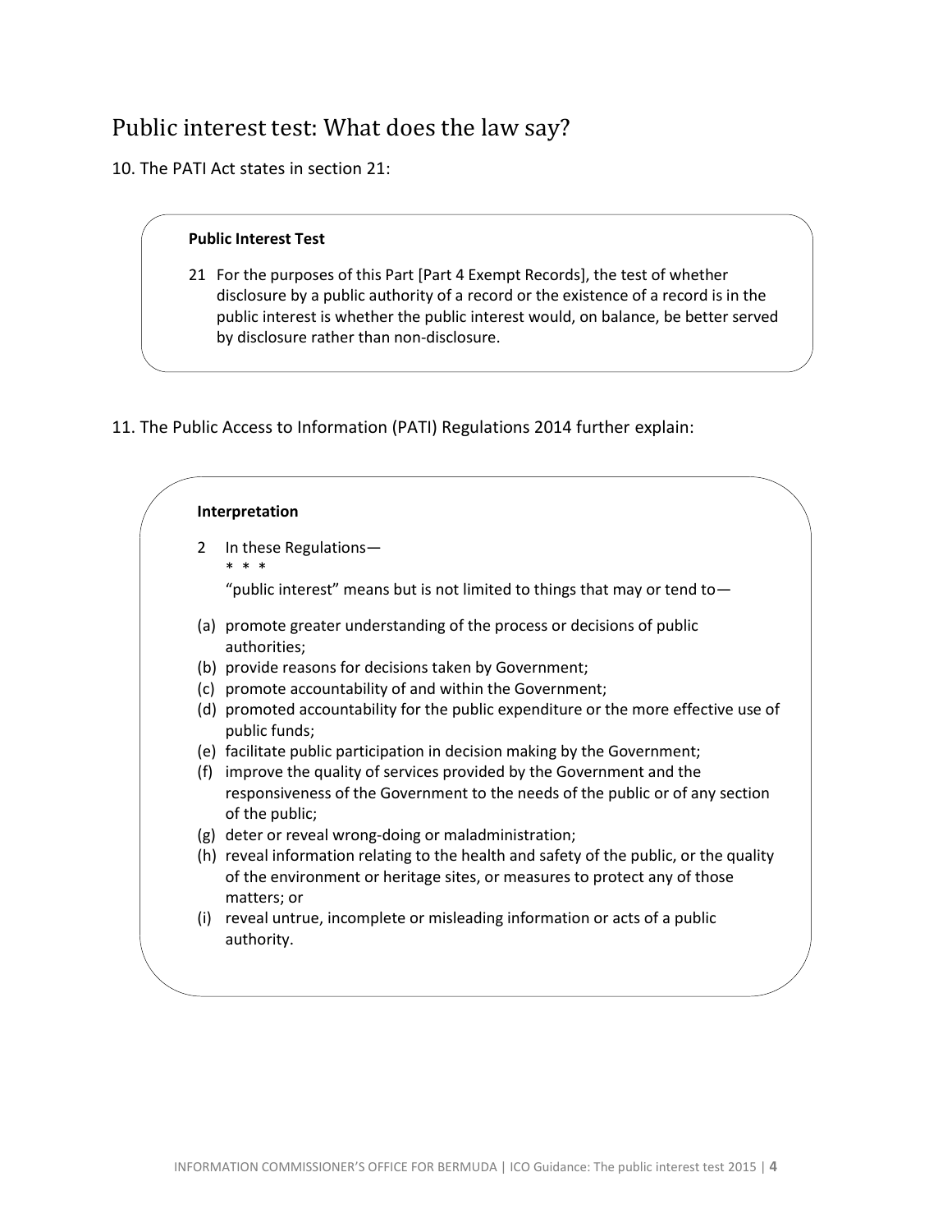## Public interest test: What does the law say?

10. The PATI Act states in section 21:

> **Public Interest Test**
>
> 21 For the purposes of this Part [Part 4 Exempt Records], the test of whether disclosure by a public authority of a record or the existence of a record is in the public interest is whether the public interest would, on balance, be better served by disclosure rather than non-disclosure.

11. The Public Access to Information (PATI) Regulations 2014 further explain:

> **Interpretation**
>
> 2 In these Regulations—
>
> \* \* \*
>
> "public interest" means but is not limited to things that may or tend to—
>
> (a) promote greater understanding of the process or decisions of public authorities;
> (b) provide reasons for decisions taken by Government;
> (c) promote accountability of and within the Government;
> (d) promoted accountability for the public expenditure or the more effective use of public funds;
> (e) facilitate public participation in decision making by the Government;
> (f) improve the quality of services provided by the Government and the responsiveness of the Government to the needs of the public or of any section of the public;
> (g) deter or reveal wrong-doing or maladministration;
> (h) reveal information relating to the health and safety of the public, or the quality of the environment or heritage sites, or measures to protect any of those matters; or
> (i) reveal untrue, incomplete or misleading information or acts of a public authority.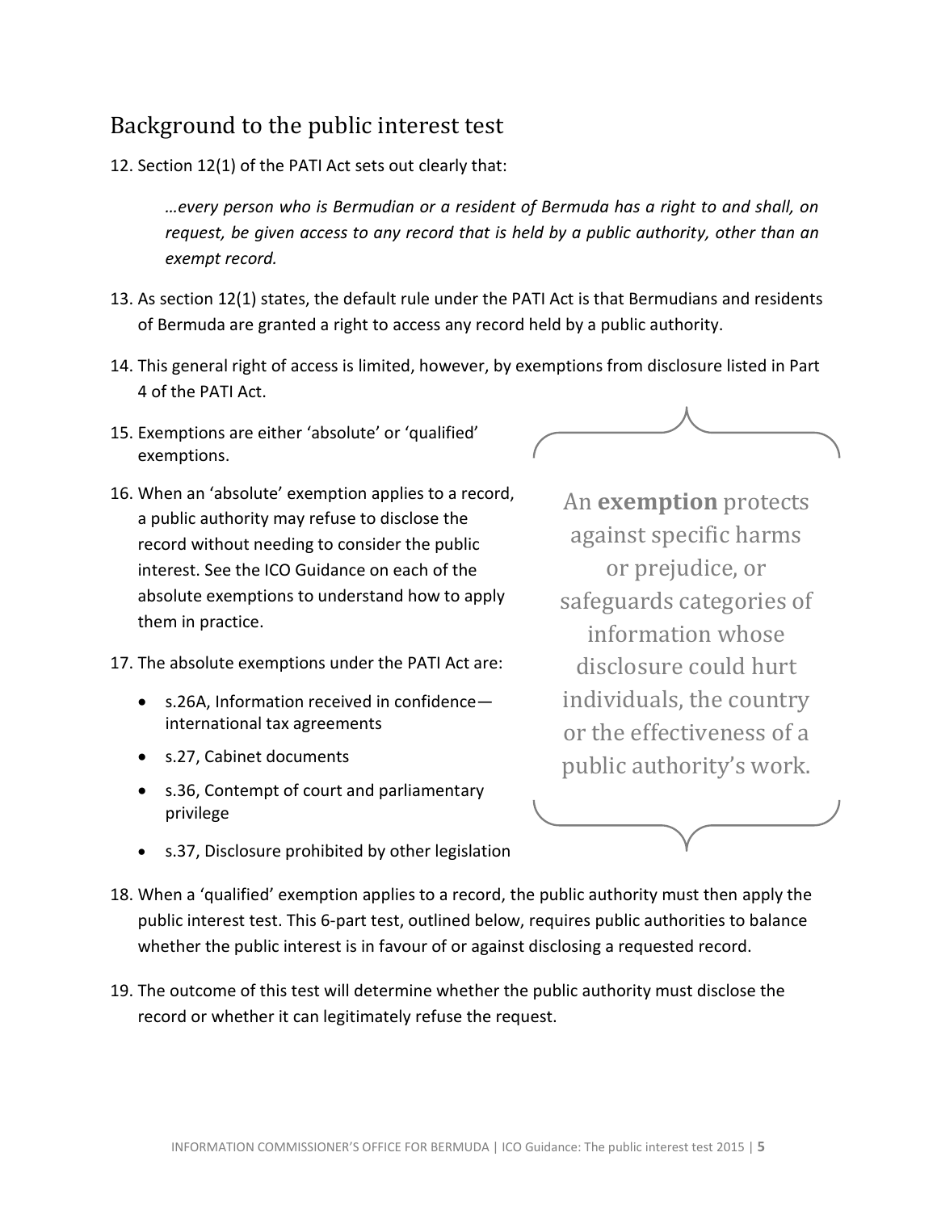## Background to the public interest test

12. Section 12(1) of the PATI Act sets out clearly that:

> *…every person who is Bermudian or a resident of Bermuda has a right to and shall, on request, be given access to any record that is held by a public authority, other than an exempt record.*

13. As section 12(1) states, the default rule under the PATI Act is that Bermudians and residents of Bermuda are granted a right to access any record held by a public authority.

14. This general right of access is limited, however, by exemptions from disclosure listed in Part 4 of the PATI Act.

15. Exemptions are either 'absolute' or 'qualified' exemptions.

16. When an 'absolute' exemption applies to a record, a public authority may refuse to disclose the record without needing to consider the public interest. See the ICO Guidance on each of the absolute exemptions to understand how to apply them in practice.

17. The absolute exemptions under the PATI Act are:

    - s.26A, Information received in confidence—international tax agreements
    - s.27, Cabinet documents
    - s.36, Contempt of court and parliamentary privilege
    - s.37, Disclosure prohibited by other legislation

> An **exemption** protects against specific harms or prejudice, or safeguards categories of information whose disclosure could hurt individuals, the country or the effectiveness of a public authority's work.

18. When a 'qualified' exemption applies to a record, the public authority must then apply the public interest test. This 6-part test, outlined below, requires public authorities to balance whether the public interest is in favour of or against disclosing a requested record.

19. The outcome of this test will determine whether the public authority must disclose the record or whether it can legitimately refuse the request.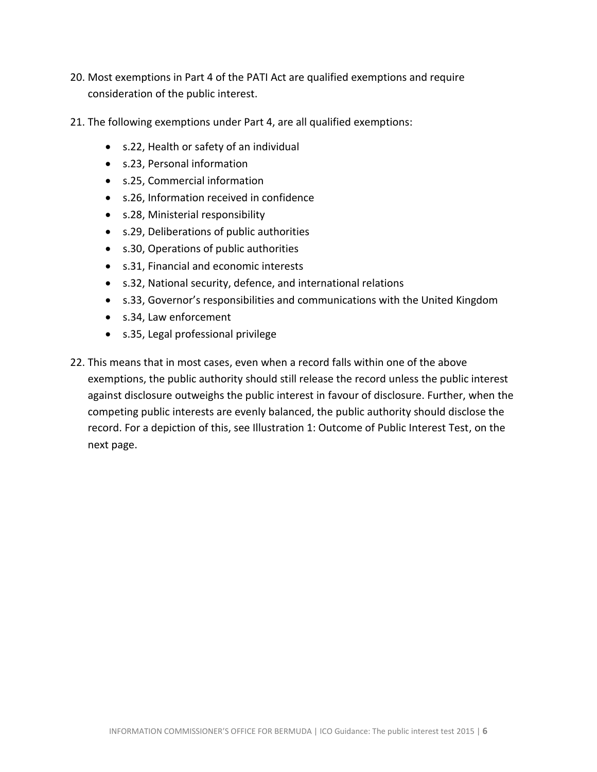20. Most exemptions in Part 4 of the PATI Act are qualified exemptions and require consideration of the public interest.

21. The following exemptions under Part 4, are all qualified exemptions:

    - s.22, Health or safety of an individual
    - s.23, Personal information
    - s.25, Commercial information
    - s.26, Information received in confidence
    - s.28, Ministerial responsibility
    - s.29, Deliberations of public authorities
    - s.30, Operations of public authorities
    - s.31, Financial and economic interests
    - s.32, National security, defence, and international relations
    - s.33, Governor's responsibilities and communications with the United Kingdom
    - s.34, Law enforcement
    - s.35, Legal professional privilege

22. This means that in most cases, even when a record falls within one of the above exemptions, the public authority should still release the record unless the public interest against disclosure outweighs the public interest in favour of disclosure. Further, when the competing public interests are evenly balanced, the public authority should disclose the record. For a depiction of this, see Illustration 1: Outcome of Public Interest Test, on the next page.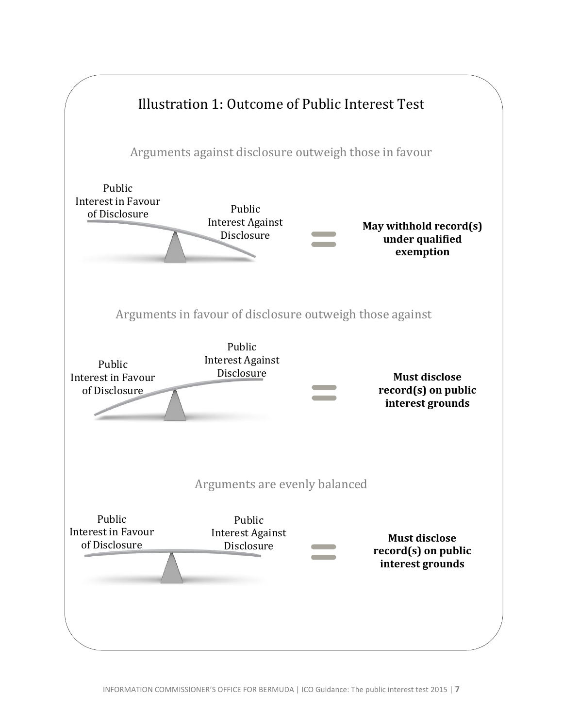## Illustration 1: Outcome of Public Interest Test

Arguments against disclosure outweigh those in favour

Public Interest in Favour of Disclosure

Public Interest Against Disclosure

**May withhold record(s) under qualified exemption**

Arguments in favour of disclosure outweigh those against

Public Interest Against Disclosure

Public Interest in Favour of Disclosure

**Must disclose record(s) on public interest grounds**

Arguments are evenly balanced

Public Interest in Favour of Disclosure

Public Interest Against Disclosure

**Must disclose record(s) on public interest grounds**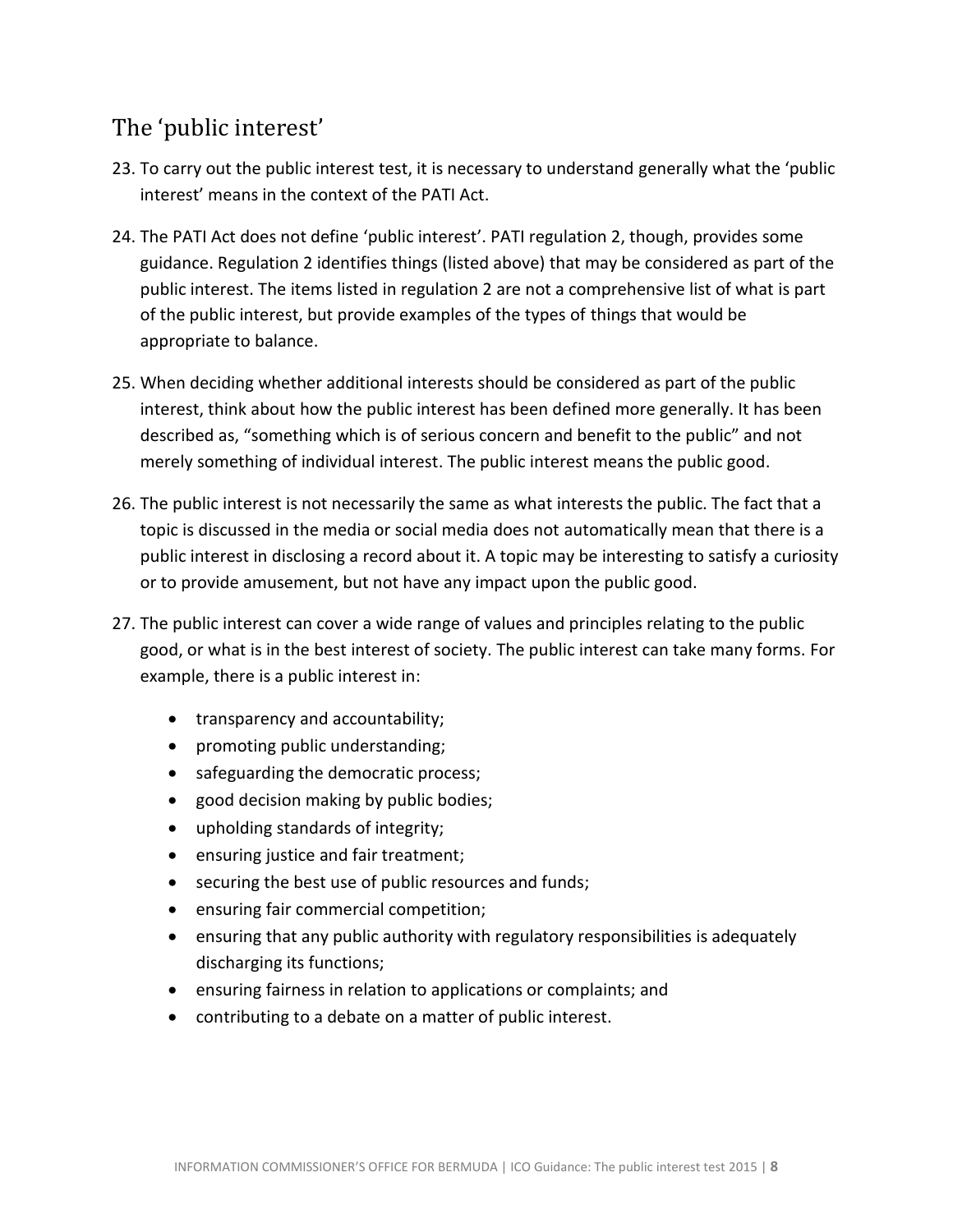## The 'public interest'

23. To carry out the public interest test, it is necessary to understand generally what the 'public interest' means in the context of the PATI Act.

24. The PATI Act does not define 'public interest'. PATI regulation 2, though, provides some guidance. Regulation 2 identifies things (listed above) that may be considered as part of the public interest. The items listed in regulation 2 are not a comprehensive list of what is part of the public interest, but provide examples of the types of things that would be appropriate to balance.

25. When deciding whether additional interests should be considered as part of the public interest, think about how the public interest has been defined more generally. It has been described as, "something which is of serious concern and benefit to the public" and not merely something of individual interest. The public interest means the public good.

26. The public interest is not necessarily the same as what interests the public. The fact that a topic is discussed in the media or social media does not automatically mean that there is a public interest in disclosing a record about it. A topic may be interesting to satisfy a curiosity or to provide amusement, but not have any impact upon the public good.

27. The public interest can cover a wide range of values and principles relating to the public good, or what is in the best interest of society. The public interest can take many forms. For example, there is a public interest in:

    - transparency and accountability;
    - promoting public understanding;
    - safeguarding the democratic process;
    - good decision making by public bodies;
    - upholding standards of integrity;
    - ensuring justice and fair treatment;
    - securing the best use of public resources and funds;
    - ensuring fair commercial competition;
    - ensuring that any public authority with regulatory responsibilities is adequately discharging its functions;
    - ensuring fairness in relation to applications or complaints; and
    - contributing to a debate on a matter of public interest.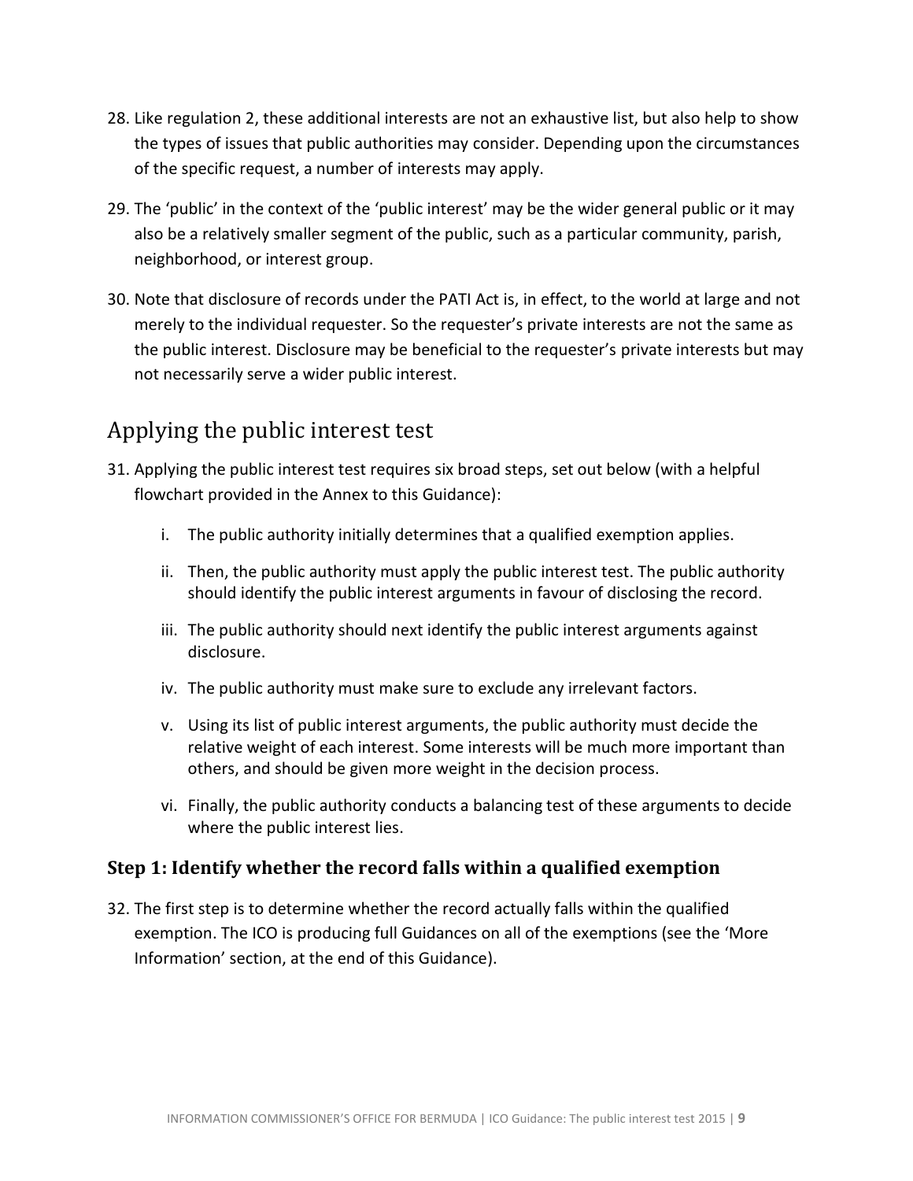28. Like regulation 2, these additional interests are not an exhaustive list, but also help to show the types of issues that public authorities may consider. Depending upon the circumstances of the specific request, a number of interests may apply.

29. The 'public' in the context of the 'public interest' may be the wider general public or it may also be a relatively smaller segment of the public, such as a particular community, parish, neighborhood, or interest group.

30. Note that disclosure of records under the PATI Act is, in effect, to the world at large and not merely to the individual requester. So the requester's private interests are not the same as the public interest. Disclosure may be beneficial to the requester's private interests but may not necessarily serve a wider public interest.

## Applying the public interest test

31. Applying the public interest test requires six broad steps, set out below (with a helpful flowchart provided in the Annex to this Guidance):

    i. The public authority initially determines that a qualified exemption applies.

    ii. Then, the public authority must apply the public interest test. The public authority should identify the public interest arguments in favour of disclosing the record.

    iii. The public authority should next identify the public interest arguments against disclosure.

    iv. The public authority must make sure to exclude any irrelevant factors.

    v. Using its list of public interest arguments, the public authority must decide the relative weight of each interest. Some interests will be much more important than others, and should be given more weight in the decision process.

    vi. Finally, the public authority conducts a balancing test of these arguments to decide where the public interest lies.

### Step 1: Identify whether the record falls within a qualified exemption

32. The first step is to determine whether the record actually falls within the qualified exemption. The ICO is producing full Guidances on all of the exemptions (see the 'More Information' section, at the end of this Guidance).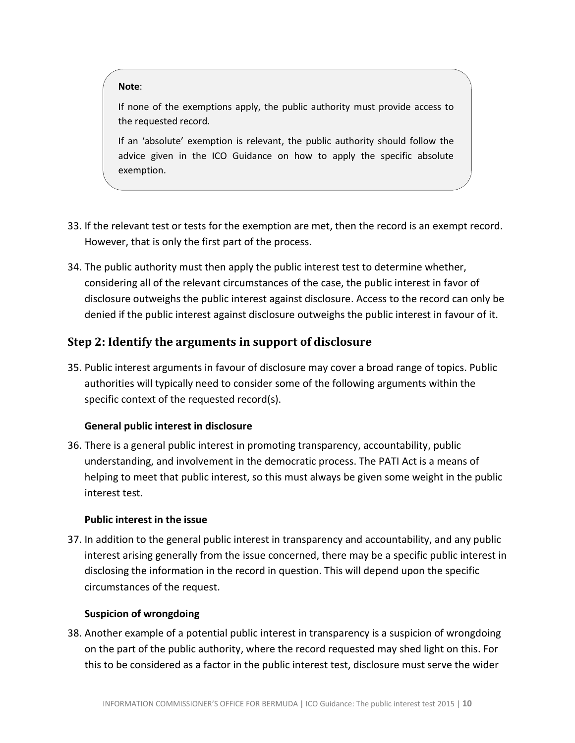> **Note**:
>
> If none of the exemptions apply, the public authority must provide access to the requested record.
>
> If an 'absolute' exemption is relevant, the public authority should follow the advice given in the ICO Guidance on how to apply the specific absolute exemption.

33. If the relevant test or tests for the exemption are met, then the record is an exempt record. However, that is only the first part of the process.

34. The public authority must then apply the public interest test to determine whether, considering all of the relevant circumstances of the case, the public interest in favor of disclosure outweighs the public interest against disclosure. Access to the record can only be denied if the public interest against disclosure outweighs the public interest in favour of it.

## Step 2: Identify the arguments in support of disclosure

35. Public interest arguments in favour of disclosure may cover a broad range of topics. Public authorities will typically need to consider some of the following arguments within the specific context of the requested record(s).

**General public interest in disclosure**

36. There is a general public interest in promoting transparency, accountability, public understanding, and involvement in the democratic process. The PATI Act is a means of helping to meet that public interest, so this must always be given some weight in the public interest test.

**Public interest in the issue**

37. In addition to the general public interest in transparency and accountability, and any public interest arising generally from the issue concerned, there may be a specific public interest in disclosing the information in the record in question. This will depend upon the specific circumstances of the request.

**Suspicion of wrongdoing**

38. Another example of a potential public interest in transparency is a suspicion of wrongdoing on the part of the public authority, where the record requested may shed light on this. For this to be considered as a factor in the public interest test, disclosure must serve the wider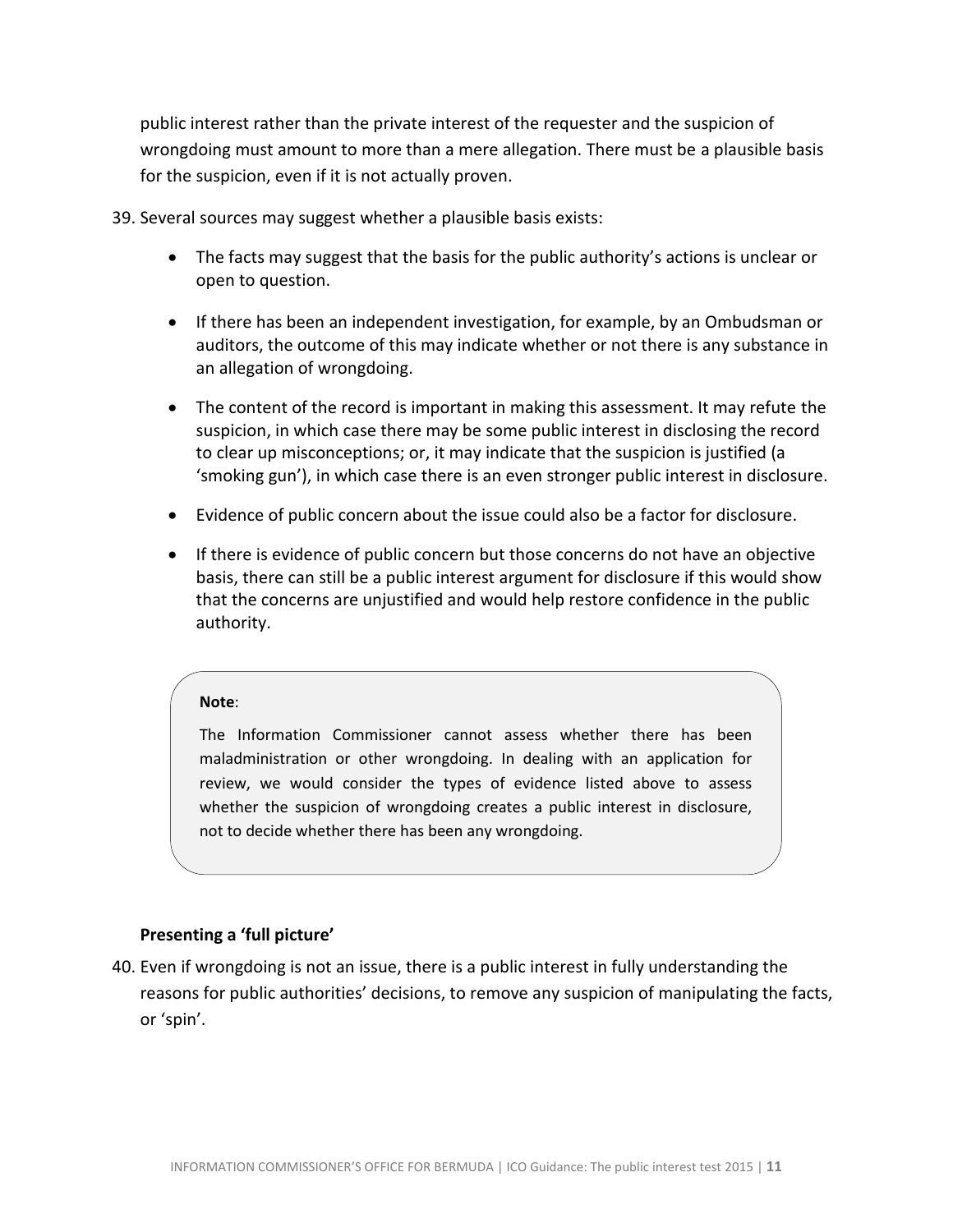public interest rather than the private interest of the requester and the suspicion of wrongdoing must amount to more than a mere allegation. There must be a plausible basis for the suspicion, even if it is not actually proven.

39. Several sources may suggest whether a plausible basis exists:

    - The facts may suggest that the basis for the public authority's actions is unclear or open to question.
    - If there has been an independent investigation, for example, by an Ombudsman or auditors, the outcome of this may indicate whether or not there is any substance in an allegation of wrongdoing.
    - The content of the record is important in making this assessment. It may refute the suspicion, in which case there may be some public interest in disclosing the record to clear up misconceptions; or, it may indicate that the suspicion is justified (a 'smoking gun'), in which case there is an even stronger public interest in disclosure.
    - Evidence of public concern about the issue could also be a factor for disclosure.
    - If there is evidence of public concern but those concerns do not have an objective basis, there can still be a public interest argument for disclosure if this would show that the concerns are unjustified and would help restore confidence in the public authority.

> **Note**:
>
> The Information Commissioner cannot assess whether there has been maladministration or other wrongdoing. In dealing with an application for review, we would consider the types of evidence listed above to assess whether the suspicion of wrongdoing creates a public interest in disclosure, not to decide whether there has been any wrongdoing.

### Presenting a 'full picture'

40. Even if wrongdoing is not an issue, there is a public interest in fully understanding the reasons for public authorities' decisions, to remove any suspicion of manipulating the facts, or 'spin'.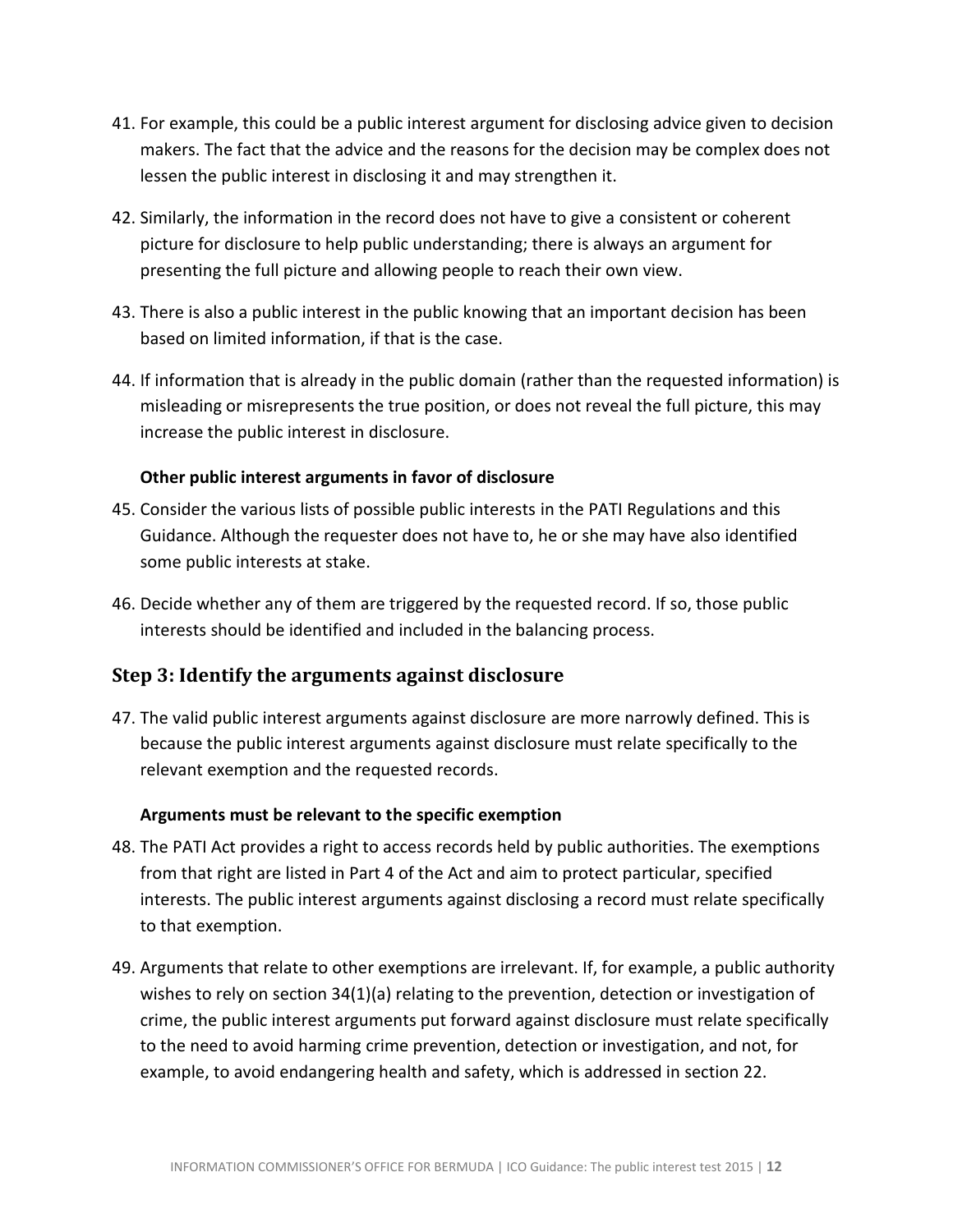41. For example, this could be a public interest argument for disclosing advice given to decision makers. The fact that the advice and the reasons for the decision may be complex does not lessen the public interest in disclosing it and may strengthen it.

42. Similarly, the information in the record does not have to give a consistent or coherent picture for disclosure to help public understanding; there is always an argument for presenting the full picture and allowing people to reach their own view.

43. There is also a public interest in the public knowing that an important decision has been based on limited information, if that is the case.

44. If information that is already in the public domain (rather than the requested information) is misleading or misrepresents the true position, or does not reveal the full picture, this may increase the public interest in disclosure.

**Other public interest arguments in favor of disclosure**

45. Consider the various lists of possible public interests in the PATI Regulations and this Guidance. Although the requester does not have to, he or she may have also identified some public interests at stake.

46. Decide whether any of them are triggered by the requested record. If so, those public interests should be identified and included in the balancing process.

## Step 3: Identify the arguments against disclosure

47. The valid public interest arguments against disclosure are more narrowly defined. This is because the public interest arguments against disclosure must relate specifically to the relevant exemption and the requested records.

**Arguments must be relevant to the specific exemption**

48. The PATI Act provides a right to access records held by public authorities. The exemptions from that right are listed in Part 4 of the Act and aim to protect particular, specified interests. The public interest arguments against disclosing a record must relate specifically to that exemption.

49. Arguments that relate to other exemptions are irrelevant. If, for example, a public authority wishes to rely on section 34(1)(a) relating to the prevention, detection or investigation of crime, the public interest arguments put forward against disclosure must relate specifically to the need to avoid harming crime prevention, detection or investigation, and not, for example, to avoid endangering health and safety, which is addressed in section 22.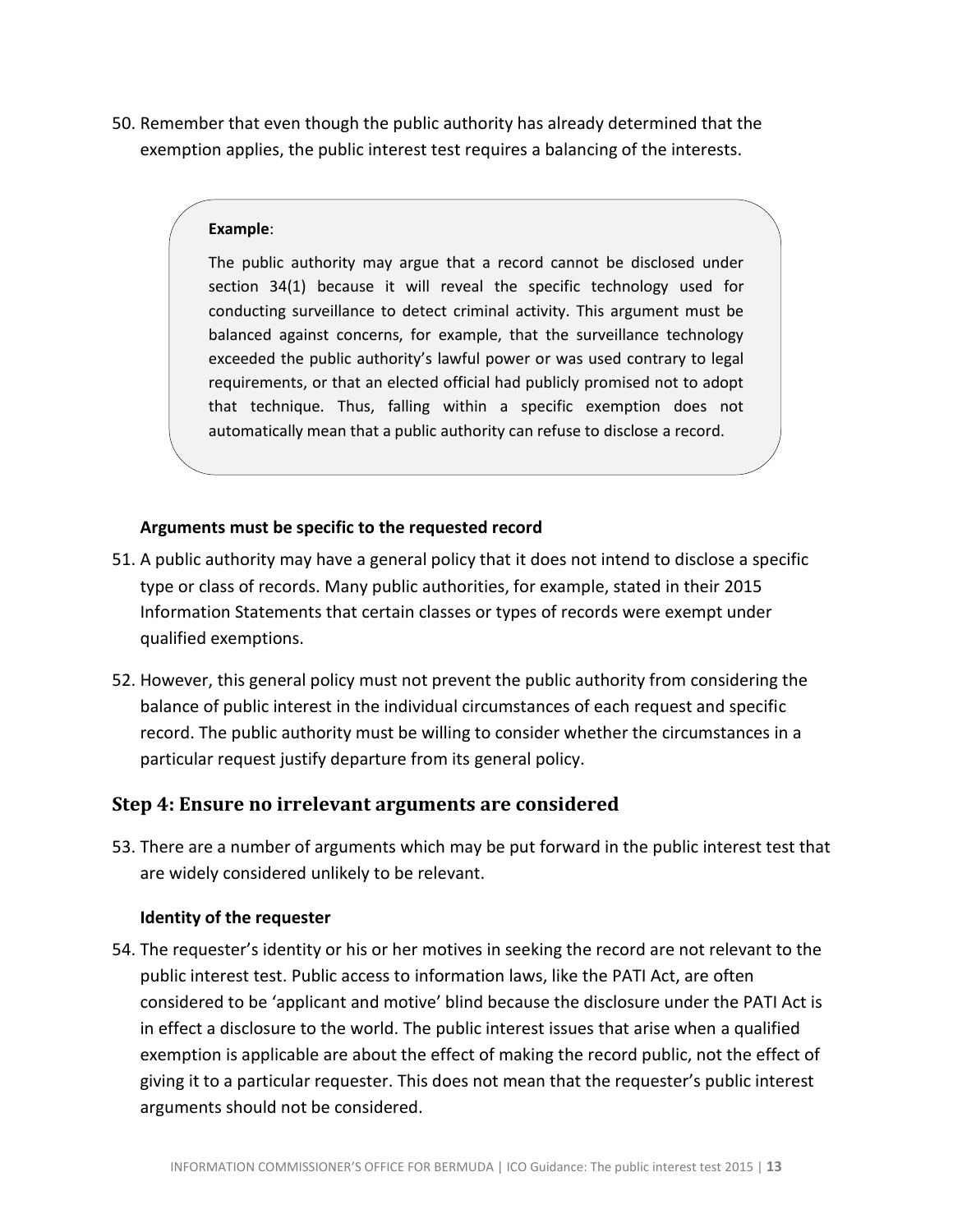50. Remember that even though the public authority has already determined that the exemption applies, the public interest test requires a balancing of the interests.

> **Example**:
>
> The public authority may argue that a record cannot be disclosed under section 34(1) because it will reveal the specific technology used for conducting surveillance to detect criminal activity. This argument must be balanced against concerns, for example, that the surveillance technology exceeded the public authority's lawful power or was used contrary to legal requirements, or that an elected official had publicly promised not to adopt that technique. Thus, falling within a specific exemption does not automatically mean that a public authority can refuse to disclose a record.

**Arguments must be specific to the requested record**

51. A public authority may have a general policy that it does not intend to disclose a specific type or class of records. Many public authorities, for example, stated in their 2015 Information Statements that certain classes or types of records were exempt under qualified exemptions.

52. However, this general policy must not prevent the public authority from considering the balance of public interest in the individual circumstances of each request and specific record. The public authority must be willing to consider whether the circumstances in a particular request justify departure from its general policy.

## Step 4: Ensure no irrelevant arguments are considered

53. There are a number of arguments which may be put forward in the public interest test that are widely considered unlikely to be relevant.

**Identity of the requester**

54. The requester's identity or his or her motives in seeking the record are not relevant to the public interest test. Public access to information laws, like the PATI Act, are often considered to be 'applicant and motive' blind because the disclosure under the PATI Act is in effect a disclosure to the world. The public interest issues that arise when a qualified exemption is applicable are about the effect of making the record public, not the effect of giving it to a particular requester. This does not mean that the requester's public interest arguments should not be considered.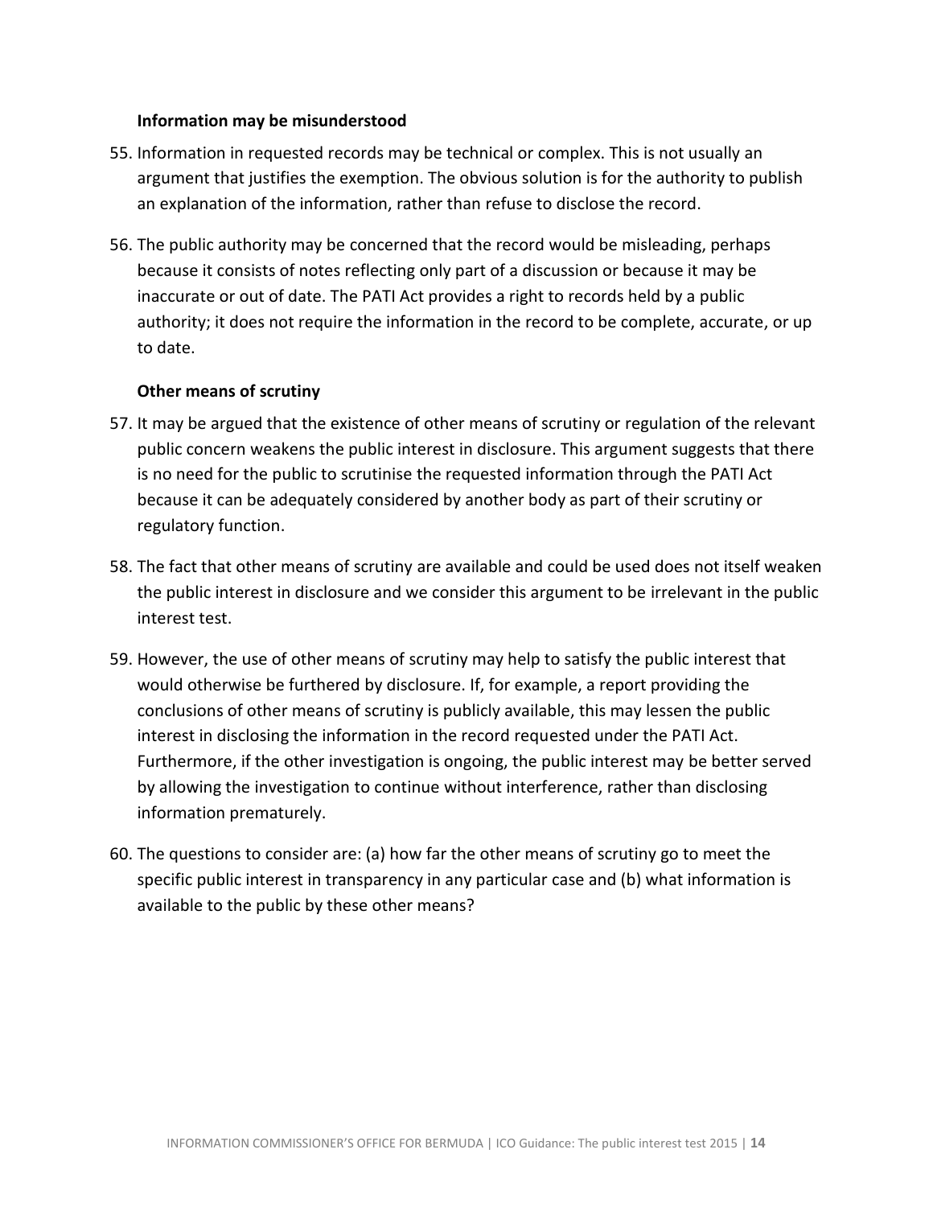**Information may be misunderstood**

55. Information in requested records may be technical or complex. This is not usually an argument that justifies the exemption. The obvious solution is for the authority to publish an explanation of the information, rather than refuse to disclose the record.

56. The public authority may be concerned that the record would be misleading, perhaps because it consists of notes reflecting only part of a discussion or because it may be inaccurate or out of date. The PATI Act provides a right to records held by a public authority; it does not require the information in the record to be complete, accurate, or up to date.

**Other means of scrutiny**

57. It may be argued that the existence of other means of scrutiny or regulation of the relevant public concern weakens the public interest in disclosure. This argument suggests that there is no need for the public to scrutinise the requested information through the PATI Act because it can be adequately considered by another body as part of their scrutiny or regulatory function.

58. The fact that other means of scrutiny are available and could be used does not itself weaken the public interest in disclosure and we consider this argument to be irrelevant in the public interest test.

59. However, the use of other means of scrutiny may help to satisfy the public interest that would otherwise be furthered by disclosure. If, for example, a report providing the conclusions of other means of scrutiny is publicly available, this may lessen the public interest in disclosing the information in the record requested under the PATI Act. Furthermore, if the other investigation is ongoing, the public interest may be better served by allowing the investigation to continue without interference, rather than disclosing information prematurely.

60. The questions to consider are: (a) how far the other means of scrutiny go to meet the specific public interest in transparency in any particular case and (b) what information is available to the public by these other means?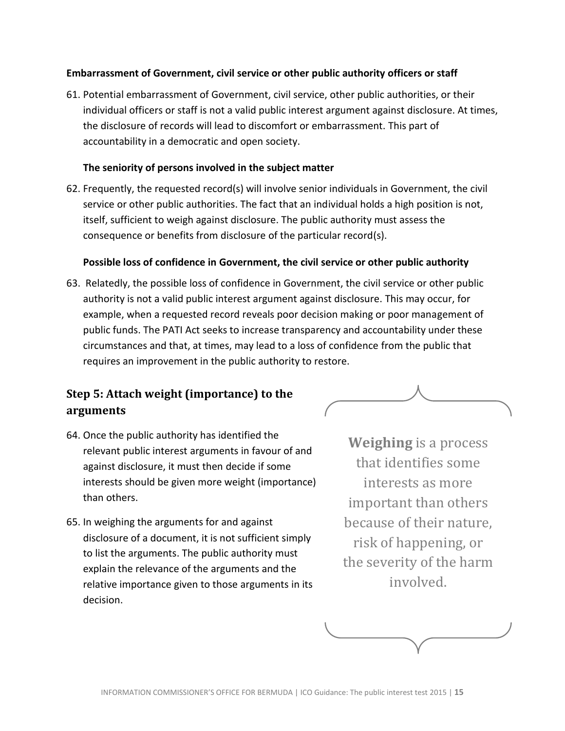**Embarrassment of Government, civil service or other public authority officers or staff**

61. Potential embarrassment of Government, civil service, other public authorities, or their individual officers or staff is not a valid public interest argument against disclosure. At times, the disclosure of records will lead to discomfort or embarrassment. This part of accountability in a democratic and open society.

**The seniority of persons involved in the subject matter**

62. Frequently, the requested record(s) will involve senior individuals in Government, the civil service or other public authorities. The fact that an individual holds a high position is not, itself, sufficient to weigh against disclosure. The public authority must assess the consequence or benefits from disclosure of the particular record(s).

**Possible loss of confidence in Government, the civil service or other public authority**

63. Relatedly, the possible loss of confidence in Government, the civil service or other public authority is not a valid public interest argument against disclosure. This may occur, for example, when a requested record reveals poor decision making or poor management of public funds. The PATI Act seeks to increase transparency and accountability under these circumstances and that, at times, may lead to a loss of confidence from the public that requires an improvement in the public authority to restore.

## Step 5: Attach weight (importance) to the arguments

64. Once the public authority has identified the relevant public interest arguments in favour of and against disclosure, it must then decide if some interests should be given more weight (importance) than others.

65. In weighing the arguments for and against disclosure of a document, it is not sufficient simply to list the arguments. The public authority must explain the relevance of the arguments and the relative importance given to those arguments in its decision.

**Weighing** is a process that identifies some interests as more important than others because of their nature, risk of happening, or the severity of the harm involved.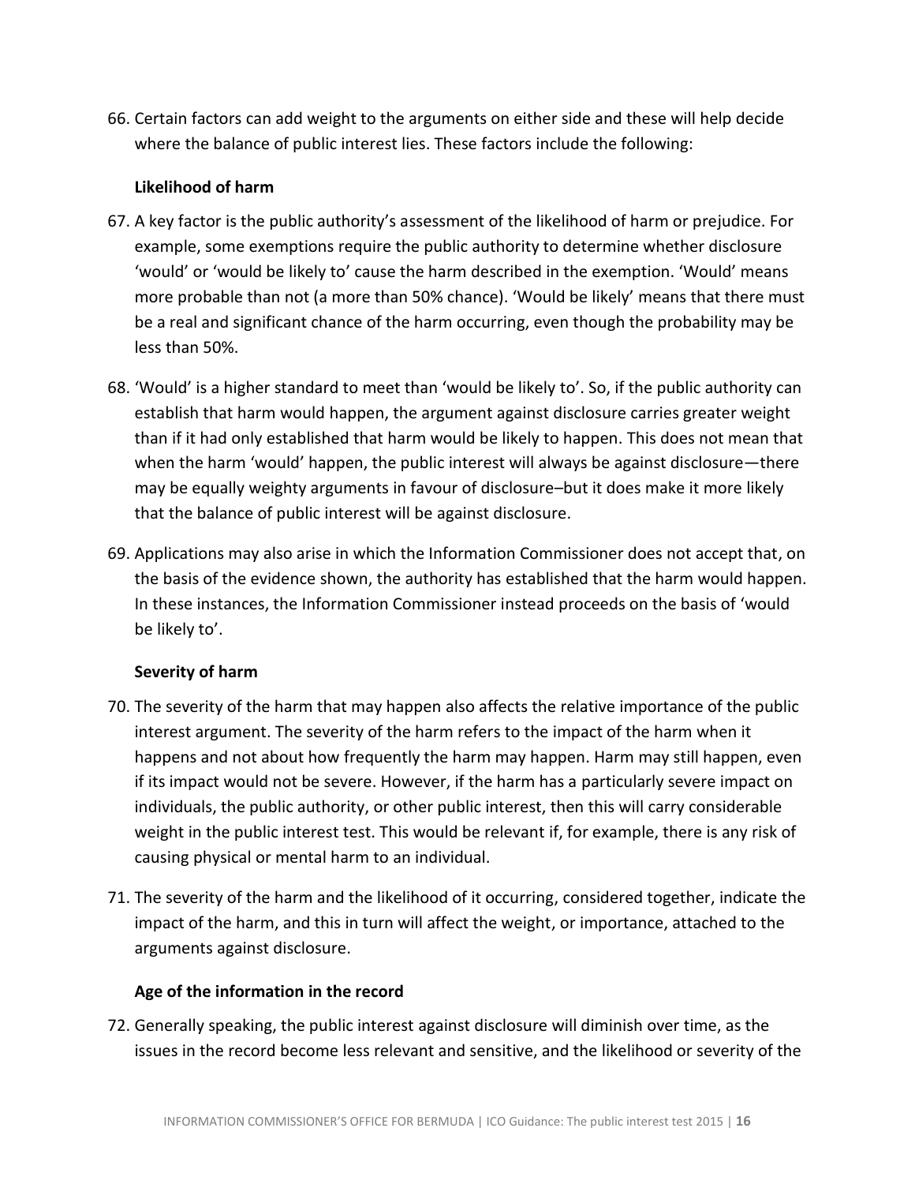66. Certain factors can add weight to the arguments on either side and these will help decide where the balance of public interest lies. These factors include the following:

**Likelihood of harm**

67. A key factor is the public authority's assessment of the likelihood of harm or prejudice. For example, some exemptions require the public authority to determine whether disclosure 'would' or 'would be likely to' cause the harm described in the exemption. 'Would' means more probable than not (a more than 50% chance). 'Would be likely' means that there must be a real and significant chance of the harm occurring, even though the probability may be less than 50%.

68. 'Would' is a higher standard to meet than 'would be likely to'. So, if the public authority can establish that harm would happen, the argument against disclosure carries greater weight than if it had only established that harm would be likely to happen. This does not mean that when the harm 'would' happen, the public interest will always be against disclosure—there may be equally weighty arguments in favour of disclosure–but it does make it more likely that the balance of public interest will be against disclosure.

69. Applications may also arise in which the Information Commissioner does not accept that, on the basis of the evidence shown, the authority has established that the harm would happen. In these instances, the Information Commissioner instead proceeds on the basis of 'would be likely to'.

**Severity of harm**

70. The severity of the harm that may happen also affects the relative importance of the public interest argument. The severity of the harm refers to the impact of the harm when it happens and not about how frequently the harm may happen. Harm may still happen, even if its impact would not be severe. However, if the harm has a particularly severe impact on individuals, the public authority, or other public interest, then this will carry considerable weight in the public interest test. This would be relevant if, for example, there is any risk of causing physical or mental harm to an individual.

71. The severity of the harm and the likelihood of it occurring, considered together, indicate the impact of the harm, and this in turn will affect the weight, or importance, attached to the arguments against disclosure.

**Age of the information in the record**

72. Generally speaking, the public interest against disclosure will diminish over time, as the issues in the record become less relevant and sensitive, and the likelihood or severity of the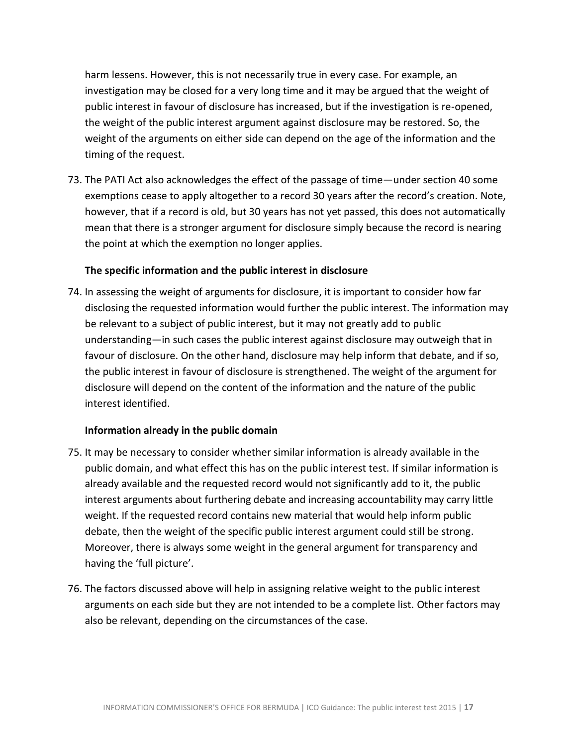harm lessens. However, this is not necessarily true in every case. For example, an investigation may be closed for a very long time and it may be argued that the weight of public interest in favour of disclosure has increased, but if the investigation is re-opened, the weight of the public interest argument against disclosure may be restored. So, the weight of the arguments on either side can depend on the age of the information and the timing of the request.

73. The PATI Act also acknowledges the effect of the passage of time—under section 40 some exemptions cease to apply altogether to a record 30 years after the record's creation. Note, however, that if a record is old, but 30 years has not yet passed, this does not automatically mean that there is a stronger argument for disclosure simply because the record is nearing the point at which the exemption no longer applies.

**The specific information and the public interest in disclosure**

74. In assessing the weight of arguments for disclosure, it is important to consider how far disclosing the requested information would further the public interest. The information may be relevant to a subject of public interest, but it may not greatly add to public understanding—in such cases the public interest against disclosure may outweigh that in favour of disclosure. On the other hand, disclosure may help inform that debate, and if so, the public interest in favour of disclosure is strengthened. The weight of the argument for disclosure will depend on the content of the information and the nature of the public interest identified.

**Information already in the public domain**

75. It may be necessary to consider whether similar information is already available in the public domain, and what effect this has on the public interest test. If similar information is already available and the requested record would not significantly add to it, the public interest arguments about furthering debate and increasing accountability may carry little weight. If the requested record contains new material that would help inform public debate, then the weight of the specific public interest argument could still be strong. Moreover, there is always some weight in the general argument for transparency and having the 'full picture'.

76. The factors discussed above will help in assigning relative weight to the public interest arguments on each side but they are not intended to be a complete list. Other factors may also be relevant, depending on the circumstances of the case.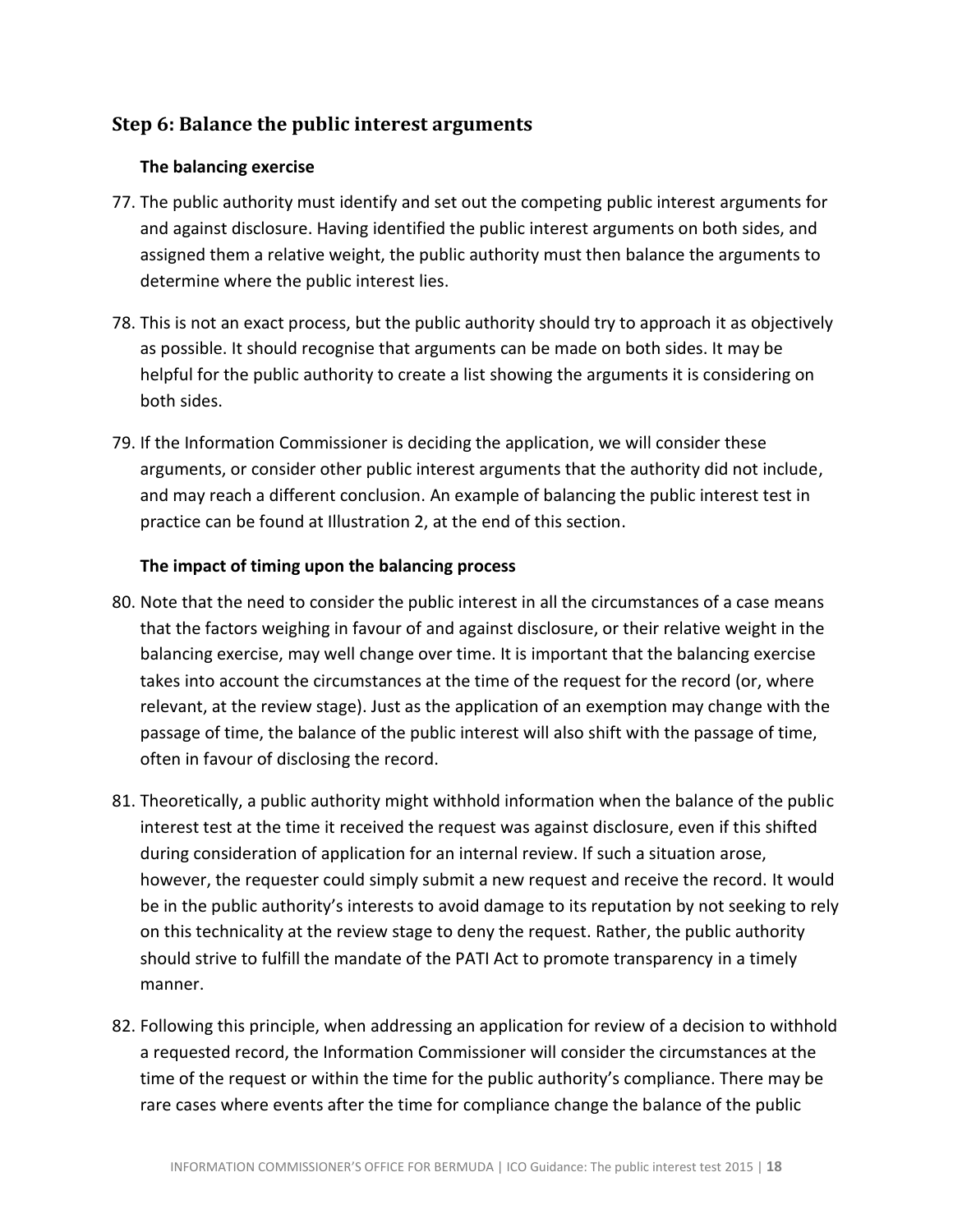## Step 6: Balance the public interest arguments

### The balancing exercise

77. The public authority must identify and set out the competing public interest arguments for and against disclosure. Having identified the public interest arguments on both sides, and assigned them a relative weight, the public authority must then balance the arguments to determine where the public interest lies.

78. This is not an exact process, but the public authority should try to approach it as objectively as possible. It should recognise that arguments can be made on both sides. It may be helpful for the public authority to create a list showing the arguments it is considering on both sides.

79. If the Information Commissioner is deciding the application, we will consider these arguments, or consider other public interest arguments that the authority did not include, and may reach a different conclusion. An example of balancing the public interest test in practice can be found at Illustration 2, at the end of this section.

### The impact of timing upon the balancing process

80. Note that the need to consider the public interest in all the circumstances of a case means that the factors weighing in favour of and against disclosure, or their relative weight in the balancing exercise, may well change over time. It is important that the balancing exercise takes into account the circumstances at the time of the request for the record (or, where relevant, at the review stage). Just as the application of an exemption may change with the passage of time, the balance of the public interest will also shift with the passage of time, often in favour of disclosing the record.

81. Theoretically, a public authority might withhold information when the balance of the public interest test at the time it received the request was against disclosure, even if this shifted during consideration of application for an internal review. If such a situation arose, however, the requester could simply submit a new request and receive the record. It would be in the public authority's interests to avoid damage to its reputation by not seeking to rely on this technicality at the review stage to deny the request. Rather, the public authority should strive to fulfill the mandate of the PATI Act to promote transparency in a timely manner.

82. Following this principle, when addressing an application for review of a decision to withhold a requested record, the Information Commissioner will consider the circumstances at the time of the request or within the time for the public authority's compliance. There may be rare cases where events after the time for compliance change the balance of the public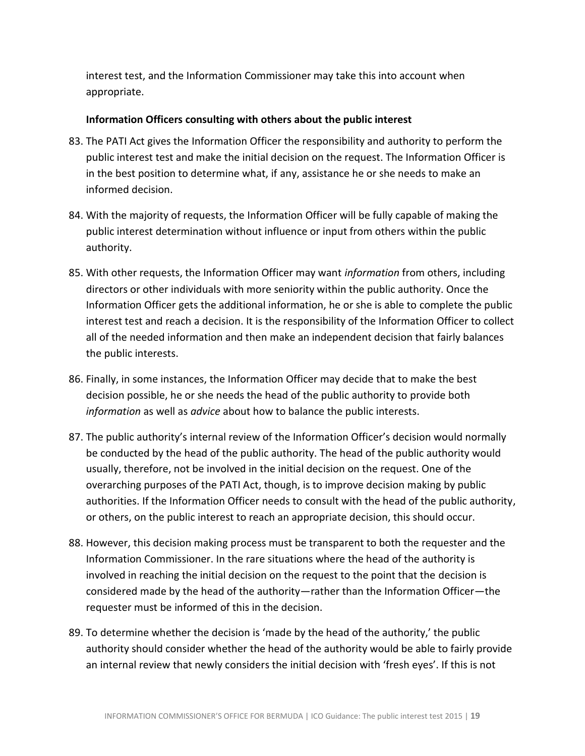interest test, and the Information Commissioner may take this into account when appropriate.

**Information Officers consulting with others about the public interest**

83. The PATI Act gives the Information Officer the responsibility and authority to perform the public interest test and make the initial decision on the request. The Information Officer is in the best position to determine what, if any, assistance he or she needs to make an informed decision.

84. With the majority of requests, the Information Officer will be fully capable of making the public interest determination without influence or input from others within the public authority.

85. With other requests, the Information Officer may want *information* from others, including directors or other individuals with more seniority within the public authority. Once the Information Officer gets the additional information, he or she is able to complete the public interest test and reach a decision. It is the responsibility of the Information Officer to collect all of the needed information and then make an independent decision that fairly balances the public interests.

86. Finally, in some instances, the Information Officer may decide that to make the best decision possible, he or she needs the head of the public authority to provide both *information* as well as *advice* about how to balance the public interests.

87. The public authority's internal review of the Information Officer's decision would normally be conducted by the head of the public authority. The head of the public authority would usually, therefore, not be involved in the initial decision on the request. One of the overarching purposes of the PATI Act, though, is to improve decision making by public authorities. If the Information Officer needs to consult with the head of the public authority, or others, on the public interest to reach an appropriate decision, this should occur.

88. However, this decision making process must be transparent to both the requester and the Information Commissioner. In the rare situations where the head of the authority is involved in reaching the initial decision on the request to the point that the decision is considered made by the head of the authority—rather than the Information Officer—the requester must be informed of this in the decision.

89. To determine whether the decision is 'made by the head of the authority,' the public authority should consider whether the head of the authority would be able to fairly provide an internal review that newly considers the initial decision with 'fresh eyes'. If this is not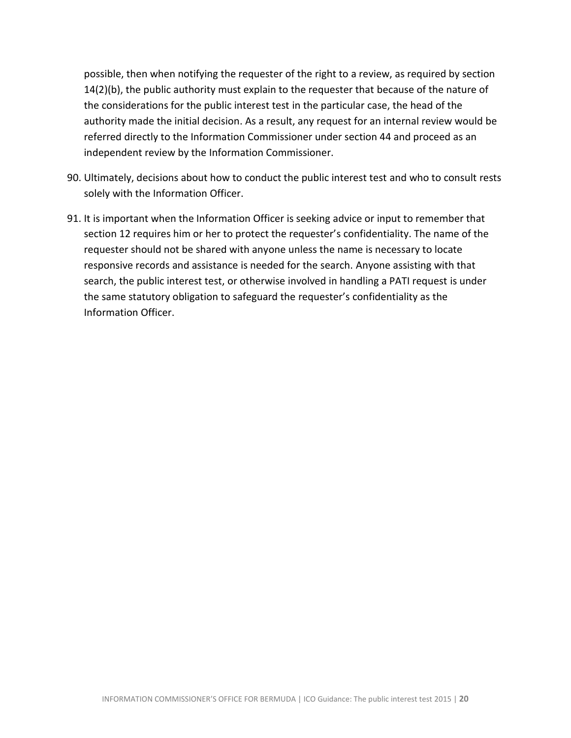possible, then when notifying the requester of the right to a review, as required by section 14(2)(b), the public authority must explain to the requester that because of the nature of the considerations for the public interest test in the particular case, the head of the authority made the initial decision. As a result, any request for an internal review would be referred directly to the Information Commissioner under section 44 and proceed as an independent review by the Information Commissioner.

90. Ultimately, decisions about how to conduct the public interest test and who to consult rests solely with the Information Officer.

91. It is important when the Information Officer is seeking advice or input to remember that section 12 requires him or her to protect the requester's confidentiality. The name of the requester should not be shared with anyone unless the name is necessary to locate responsive records and assistance is needed for the search. Anyone assisting with that search, the public interest test, or otherwise involved in handling a PATI request is under the same statutory obligation to safeguard the requester's confidentiality as the Information Officer.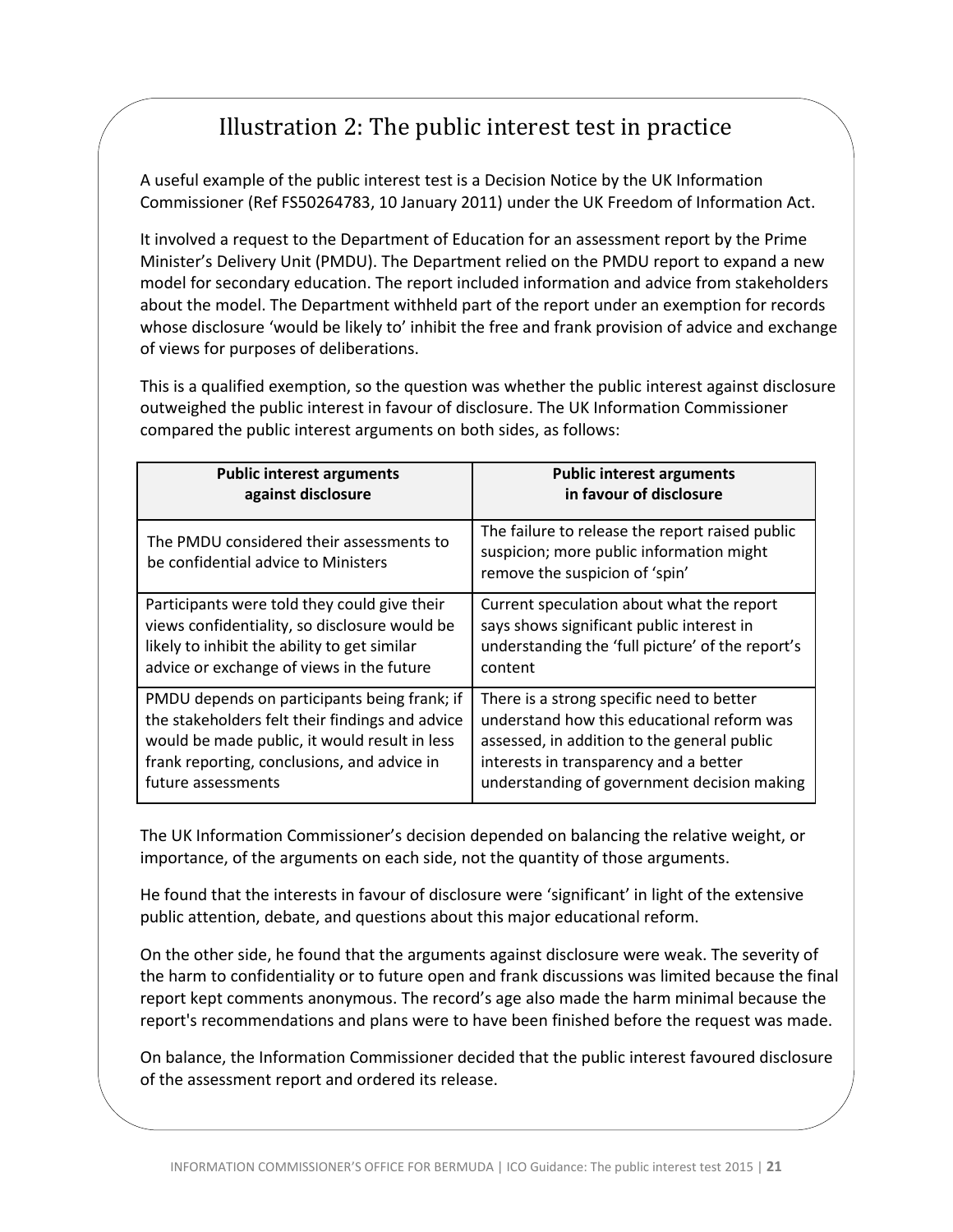# Illustration 2: The public interest test in practice

A useful example of the public interest test is a Decision Notice by the UK Information Commissioner (Ref FS50264783, 10 January 2011) under the UK Freedom of Information Act.

It involved a request to the Department of Education for an assessment report by the Prime Minister's Delivery Unit (PMDU). The Department relied on the PMDU report to expand a new model for secondary education. The report included information and advice from stakeholders about the model. The Department withheld part of the report under an exemption for records whose disclosure 'would be likely to' inhibit the free and frank provision of advice and exchange of views for purposes of deliberations.

This is a qualified exemption, so the question was whether the public interest against disclosure outweighed the public interest in favour of disclosure. The UK Information Commissioner compared the public interest arguments on both sides, as follows:

| Public interest arguments against disclosure | Public interest arguments in favour of disclosure |
|---|---|
| The PMDU considered their assessments to be confidential advice to Ministers | The failure to release the report raised public suspicion; more public information might remove the suspicion of 'spin' |
| Participants were told they could give their views confidentiality, so disclosure would be likely to inhibit the ability to get similar advice or exchange of views in the future | Current speculation about what the report says shows significant public interest in understanding the 'full picture' of the report's content |
| PMDU depends on participants being frank; if the stakeholders felt their findings and advice would be made public, it would result in less frank reporting, conclusions, and advice in future assessments | There is a strong specific need to better understand how this educational reform was assessed, in addition to the general public interests in transparency and a better understanding of government decision making |

The UK Information Commissioner's decision depended on balancing the relative weight, or importance, of the arguments on each side, not the quantity of those arguments.

He found that the interests in favour of disclosure were 'significant' in light of the extensive public attention, debate, and questions about this major educational reform.

On the other side, he found that the arguments against disclosure were weak. The severity of the harm to confidentiality or to future open and frank discussions was limited because the final report kept comments anonymous. The record's age also made the harm minimal because the report's recommendations and plans were to have been finished before the request was made.

On balance, the Information Commissioner decided that the public interest favoured disclosure of the assessment report and ordered its release.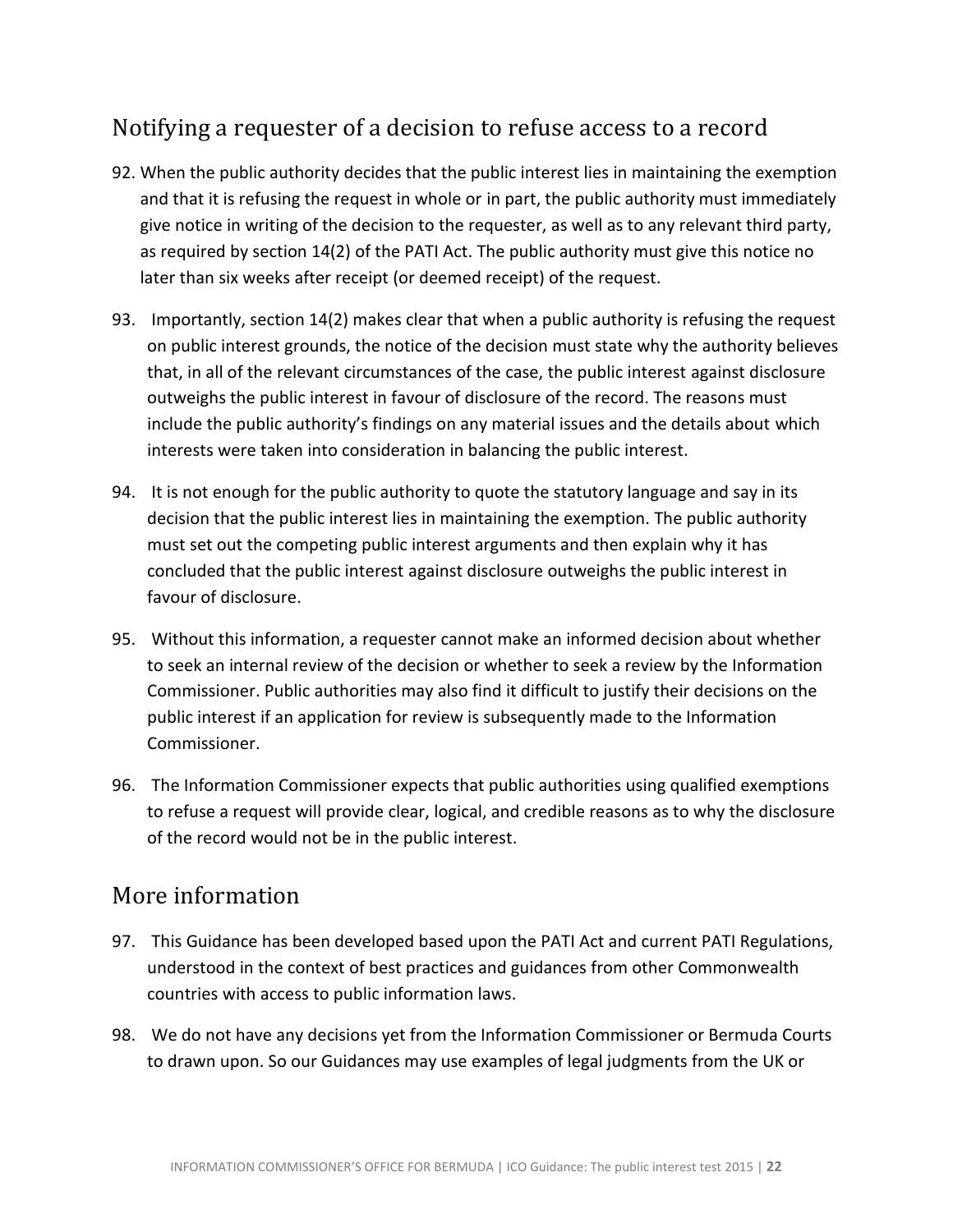## Notifying a requester of a decision to refuse access to a record

92. When the public authority decides that the public interest lies in maintaining the exemption and that it is refusing the request in whole or in part, the public authority must immediately give notice in writing of the decision to the requester, as well as to any relevant third party, as required by section 14(2) of the PATI Act. The public authority must give this notice no later than six weeks after receipt (or deemed receipt) of the request.

93. Importantly, section 14(2) makes clear that when a public authority is refusing the request on public interest grounds, the notice of the decision must state why the authority believes that, in all of the relevant circumstances of the case, the public interest against disclosure outweighs the public interest in favour of disclosure of the record. The reasons must include the public authority's findings on any material issues and the details about which interests were taken into consideration in balancing the public interest.

94. It is not enough for the public authority to quote the statutory language and say in its decision that the public interest lies in maintaining the exemption. The public authority must set out the competing public interest arguments and then explain why it has concluded that the public interest against disclosure outweighs the public interest in favour of disclosure.

95. Without this information, a requester cannot make an informed decision about whether to seek an internal review of the decision or whether to seek a review by the Information Commissioner. Public authorities may also find it difficult to justify their decisions on the public interest if an application for review is subsequently made to the Information Commissioner.

96. The Information Commissioner expects that public authorities using qualified exemptions to refuse a request will provide clear, logical, and credible reasons as to why the disclosure of the record would not be in the public interest.

## More information

97. This Guidance has been developed based upon the PATI Act and current PATI Regulations, understood in the context of best practices and guidances from other Commonwealth countries with access to public information laws.

98. We do not have any decisions yet from the Information Commissioner or Bermuda Courts to drawn upon. So our Guidances may use examples of legal judgments from the UK or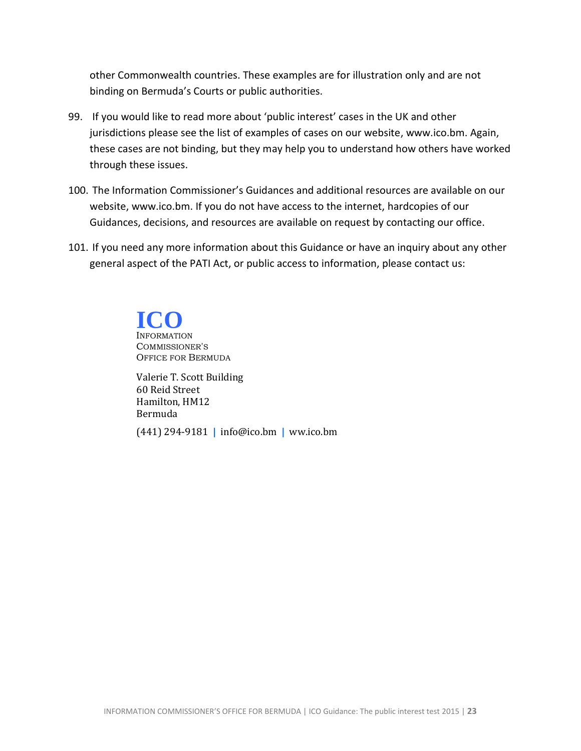other Commonwealth countries. These examples are for illustration only and are not binding on Bermuda's Courts or public authorities.

99. If you would like to read more about 'public interest' cases in the UK and other jurisdictions please see the list of examples of cases on our website, www.ico.bm. Again, these cases are not binding, but they may help you to understand how others have worked through these issues.

100. The Information Commissioner's Guidances and additional resources are available on our website, www.ico.bm. If you do not have access to the internet, hardcopies of our Guidances, decisions, and resources are available on request by contacting our office.

101. If you need any more information about this Guidance or have an inquiry about any other general aspect of the PATI Act, or public access to information, please contact us:

**ICO**
INFORMATION
COMMISSIONER'S
OFFICE FOR BERMUDA

Valerie T. Scott Building
60 Reid Street
Hamilton, HM12
Bermuda

(441) 294-9181 | info@ico.bm | ww.ico.bm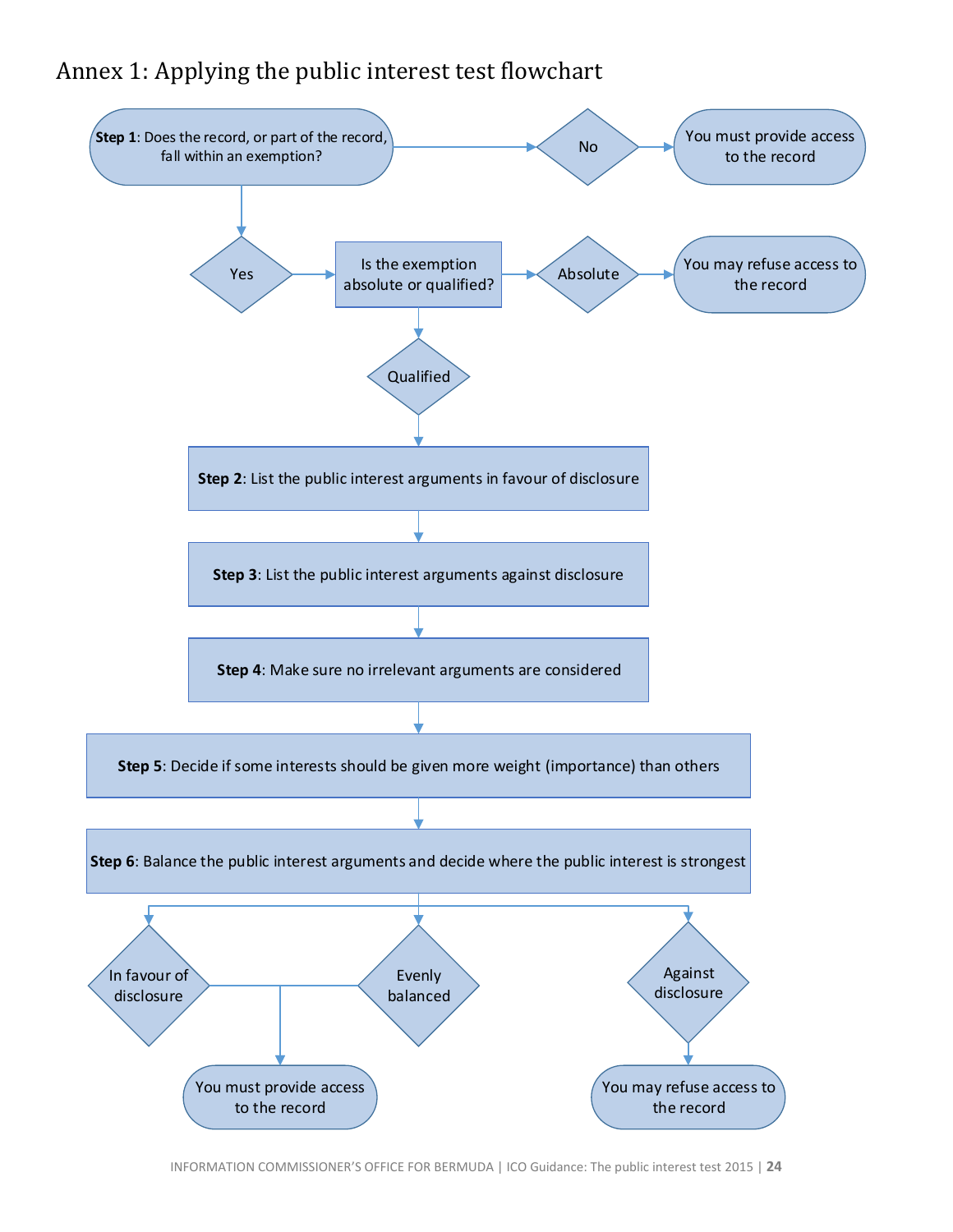# Annex 1: Applying the public interest test flowchart

**Step 1**: Does the record, or part of the record, fall within an exemption?

No

You must provide access to the record

Yes

Is the exemption absolute or qualified?

Absolute

You may refuse access to the record

Qualified

**Step 2**: List the public interest arguments in favour of disclosure

**Step 3**: List the public interest arguments against disclosure

**Step 4**: Make sure no irrelevant arguments are considered

**Step 5**: Decide if some interests should be given more weight (importance) than others

**Step 6**: Balance the public interest arguments and decide where the public interest is strongest

In favour of disclosure

Evenly balanced

Against disclosure

You must provide access to the record

You may refuse access to the record